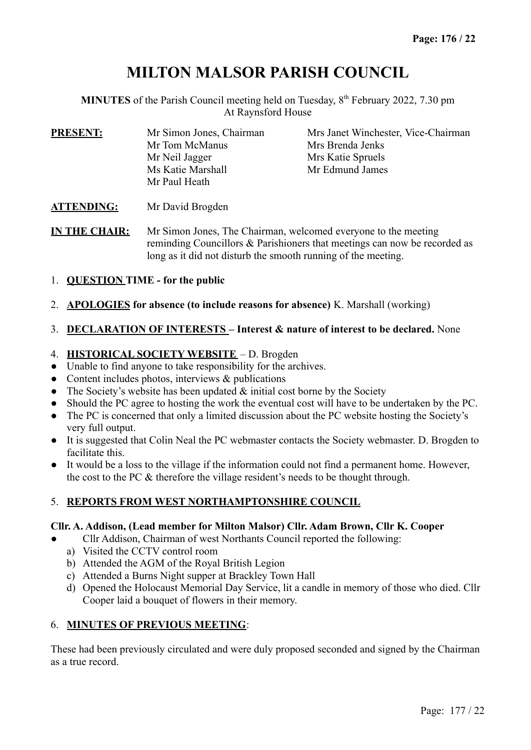# MILTON MALSOR PARISH COUNCIL

**MINUTES** of the Parish Council meeting held on Tuesday, 8th February 2022, 7.30 pm
At Raynsford House

**PRESENT:**

Mr Simon Jones, Chairman
Mrs Janet Winchester, Vice-Chairman
Mr Tom McManus
Mrs Brenda Jenks
Mr Neil Jagger
Mrs Katie Spruels
Ms Katie Marshall
Mr Edmund James
Mr Paul Heath

**ATTENDING:** Mr David Brogden

**IN THE CHAIR:** Mr Simon Jones, The Chairman, welcomed everyone to the meeting reminding Councillors & Parishioners that meetings can now be recorded as long as it did not disturb the smooth running of the meeting.

1. **QUESTION TIME - for the public**
2. **APOLOGIES for absence (to include reasons for absence)** K. Marshall (working)
3. **DECLARATION OF INTERESTS – Interest & nature of interest to be declared.** None
4. **HISTORICAL SOCIETY WEBSITE** – D. Brogden

- Unable to find anyone to take responsibility for the archives.
- Content includes photos, interviews & publications
- The Society's website has been updated & initial cost borne by the Society
- Should the PC agree to hosting the work the eventual cost will have to be undertaken by the PC.
- The PC is concerned that only a limited discussion about the PC website hosting the Society's very full output.
- It is suggested that Colin Neal the PC webmaster contacts the Society webmaster. D. Brogden to facilitate this.
- It would be a loss to the village if the information could not find a permanent home. However, the cost to the PC & therefore the village resident's needs to be thought through.

5. **REPORTS FROM WEST NORTHAMPTONSHIRE COUNCIL**

**Cllr. A. Addison, (Lead member for Milton Malsor) Cllr. Adam Brown, Cllr K. Cooper**

- Cllr Addison, Chairman of west Northants Council reported the following:
  a) Visited the CCTV control room
  b) Attended the AGM of the Royal British Legion
  c) Attended a Burns Night supper at Brackley Town Hall
  d) Opened the Holocaust Memorial Day Service, lit a candle in memory of those who died. Cllr Cooper laid a bouquet of flowers in their memory.

6. **MINUTES OF PREVIOUS MEETING**:

These had been previously circulated and were duly proposed seconded and signed by the Chairman as a true record.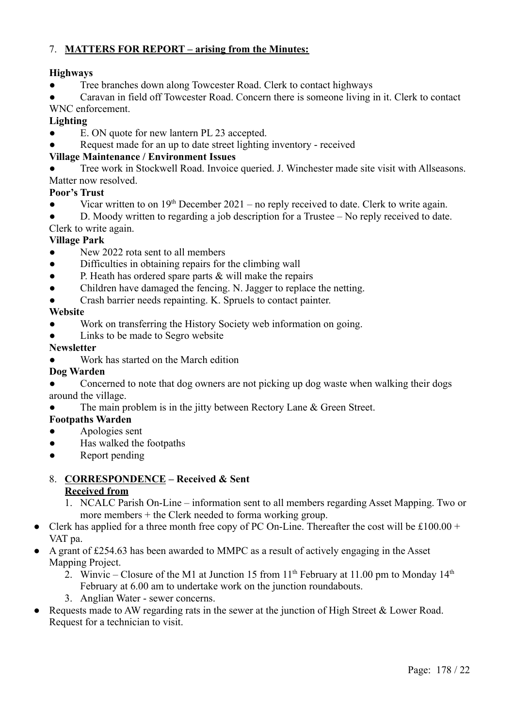7. **MATTERS FOR REPORT – arising from the Minutes:**

**Highways**

- Tree branches down along Towcester Road. Clerk to contact highways
- Caravan in field off Towcester Road. Concern there is someone living in it. Clerk to contact WNC enforcement.

**Lighting**

- E. ON quote for new lantern PL 23 accepted.
- Request made for an up to date street lighting inventory - received

**Village Maintenance / Environment Issues**

- Tree work in Stockwell Road. Invoice queried. J. Winchester made site visit with Allseasons. Matter now resolved.

**Poor's Trust**

- Vicar written to on 19th December 2021 – no reply received to date. Clerk to write again.
- D. Moody written to regarding a job description for a Trustee – No reply received to date. Clerk to write again.

**Village Park**

- New 2022 rota sent to all members
- Difficulties in obtaining repairs for the climbing wall
- P. Heath has ordered spare parts & will make the repairs
- Children have damaged the fencing. N. Jagger to replace the netting.
- Crash barrier needs repainting. K. Spruels to contact painter.

**Website**

- Work on transferring the History Society web information on going.
- Links to be made to Segro website

**Newsletter**

- Work has started on the March edition

**Dog Warden**

- Concerned to note that dog owners are not picking up dog waste when walking their dogs around the village.
- The main problem is in the jitty between Rectory Lane & Green Street.

**Footpaths Warden**

- Apologies sent
- Has walked the footpaths
- Report pending

8. **CORRESPONDENCE – Received & Sent**

**Received from**

1. NCALC Parish On-Line – information sent to all members regarding Asset Mapping. Two or more members + the Clerk needed to forma working group.

- Clerk has applied for a three month free copy of PC On-Line. Thereafter the cost will be £100.00 + VAT pa.
- A grant of £254.63 has been awarded to MMPC as a result of actively engaging in the Asset Mapping Project.

2. Winvic – Closure of the M1 at Junction 15 from 11th February at 11.00 pm to Monday 14th February at 6.00 am to undertake work on the junction roundabouts.
3. Anglian Water - sewer concerns.

- Requests made to AW regarding rats in the sewer at the junction of High Street & Lower Road. Request for a technician to visit.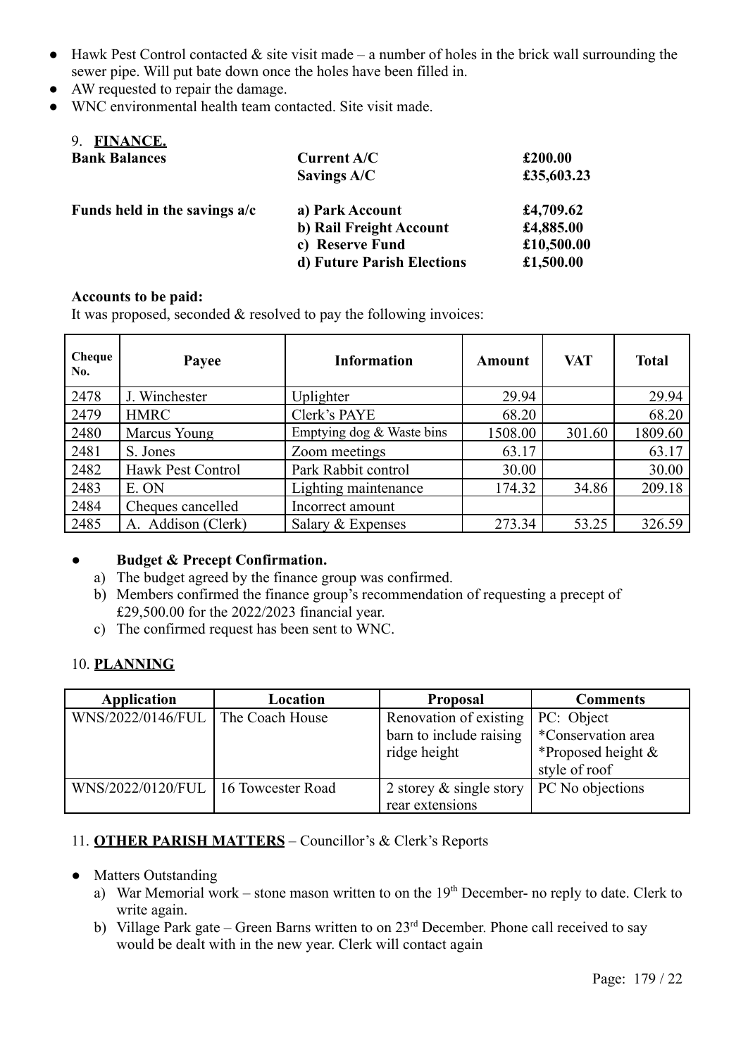- Hawk Pest Control contacted & site visit made – a number of holes in the brick wall surrounding the sewer pipe. Will put bate down once the holes have been filled in.
- AW requested to repair the damage.
- WNC environmental health team contacted. Site visit made.

## 9. **FINANCE.**

| | | |
|---|---|---|
| **Bank Balances** | **Current A/C** | **£200.00** |
| | **Savings A/C** | **£35,603.23** |
| **Funds held in the savings a/c** | **a) Park Account** | **£4,709.62** |
| | **b) Rail Freight Account** | **£4,885.00** |
| | **c) Reserve Fund** | **£10,500.00** |
| | **d) Future Parish Elections** | **£1,500.00** |

**Accounts to be paid:**

It was proposed, seconded & resolved to pay the following invoices:

| Cheque No. | Payee | Information | Amount | VAT | Total |
|---|---|---|---|---|---|
| 2478 | J. Winchester | Uplighter | 29.94 | | 29.94 |
| 2479 | HMRC | Clerk's PAYE | 68.20 | | 68.20 |
| 2480 | Marcus Young | Emptying dog & Waste bins | 1508.00 | 301.60 | 1809.60 |
| 2481 | S. Jones | Zoom meetings | 63.17 | | 63.17 |
| 2482 | Hawk Pest Control | Park Rabbit control | 30.00 | | 30.00 |
| 2483 | E. ON | Lighting maintenance | 174.32 | 34.86 | 209.18 |
| 2484 | Cheques cancelled | Incorrect amount | | | |
| 2485 | A. Addison (Clerk) | Salary & Expenses | 273.34 | 53.25 | 326.59 |

- **Budget & Precept Confirmation.**
  a) The budget agreed by the finance group was confirmed.
  b) Members confirmed the finance group's recommendation of requesting a precept of £29,500.00 for the 2022/2023 financial year.
  c) The confirmed request has been sent to WNC.

## 10. **PLANNING**

| Application | Location | Proposal | Comments |
|---|---|---|---|
| WNS/2022/0146/FUL | The Coach House | Renovation of existing barn to include raising ridge height | PC: Object *Conservation area *Proposed height & style of roof |
| WNS/2022/0120/FUL | 16 Towcester Road | 2 storey & single story rear extensions | PC No objections |

## 11. **OTHER PARISH MATTERS** – Councillor's & Clerk's Reports

- Matters Outstanding
  a) War Memorial work – stone mason written to on the 19th December- no reply to date. Clerk to write again.
  b) Village Park gate – Green Barns written to on 23rd December. Phone call received to say would be dealt with in the new year. Clerk will contact again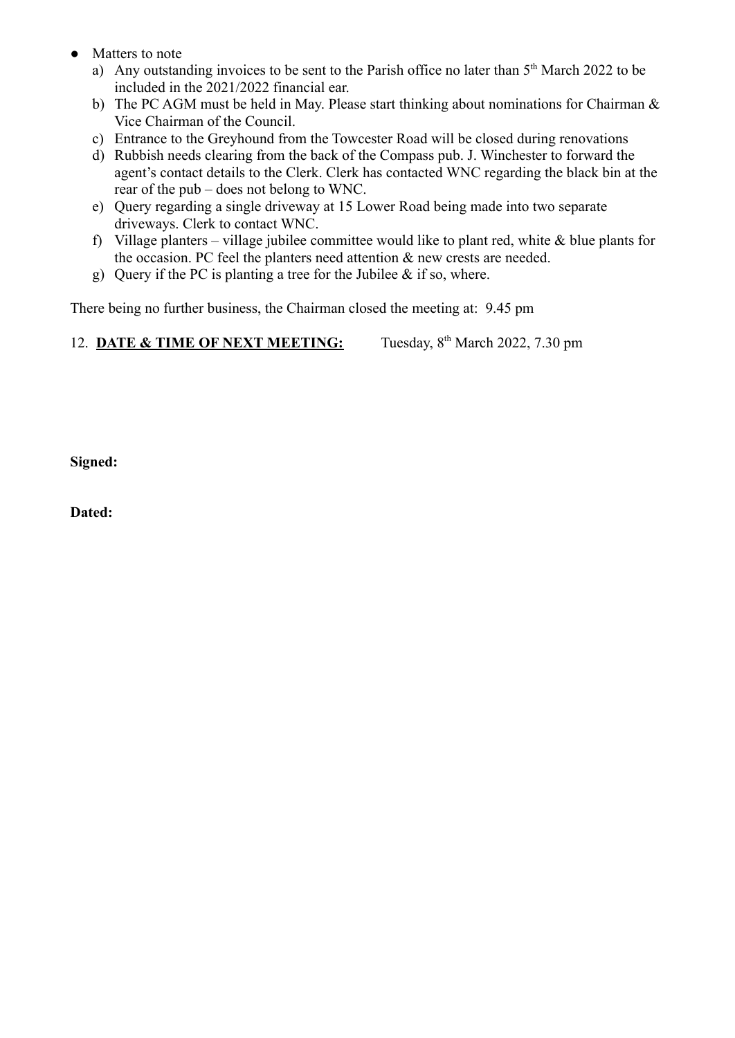- Matters to note
  a) Any outstanding invoices to be sent to the Parish office no later than 5th March 2022 to be included in the 2021/2022 financial ear.
  b) The PC AGM must be held in May. Please start thinking about nominations for Chairman & Vice Chairman of the Council.
  c) Entrance to the Greyhound from the Towcester Road will be closed during renovations
  d) Rubbish needs clearing from the back of the Compass pub. J. Winchester to forward the agent's contact details to the Clerk. Clerk has contacted WNC regarding the black bin at the rear of the pub – does not belong to WNC.
  e) Query regarding a single driveway at 15 Lower Road being made into two separate driveways. Clerk to contact WNC.
  f) Village planters – village jubilee committee would like to plant red, white & blue plants for the occasion. PC feel the planters need attention & new crests are needed.
  g) Query if the PC is planting a tree for the Jubilee & if so, where.

There being no further business, the Chairman closed the meeting at: 9.45 pm

12. **DATE & TIME OF NEXT MEETING:** Tuesday, 8th March 2022, 7.30 pm

**Signed:**

**Dated:**